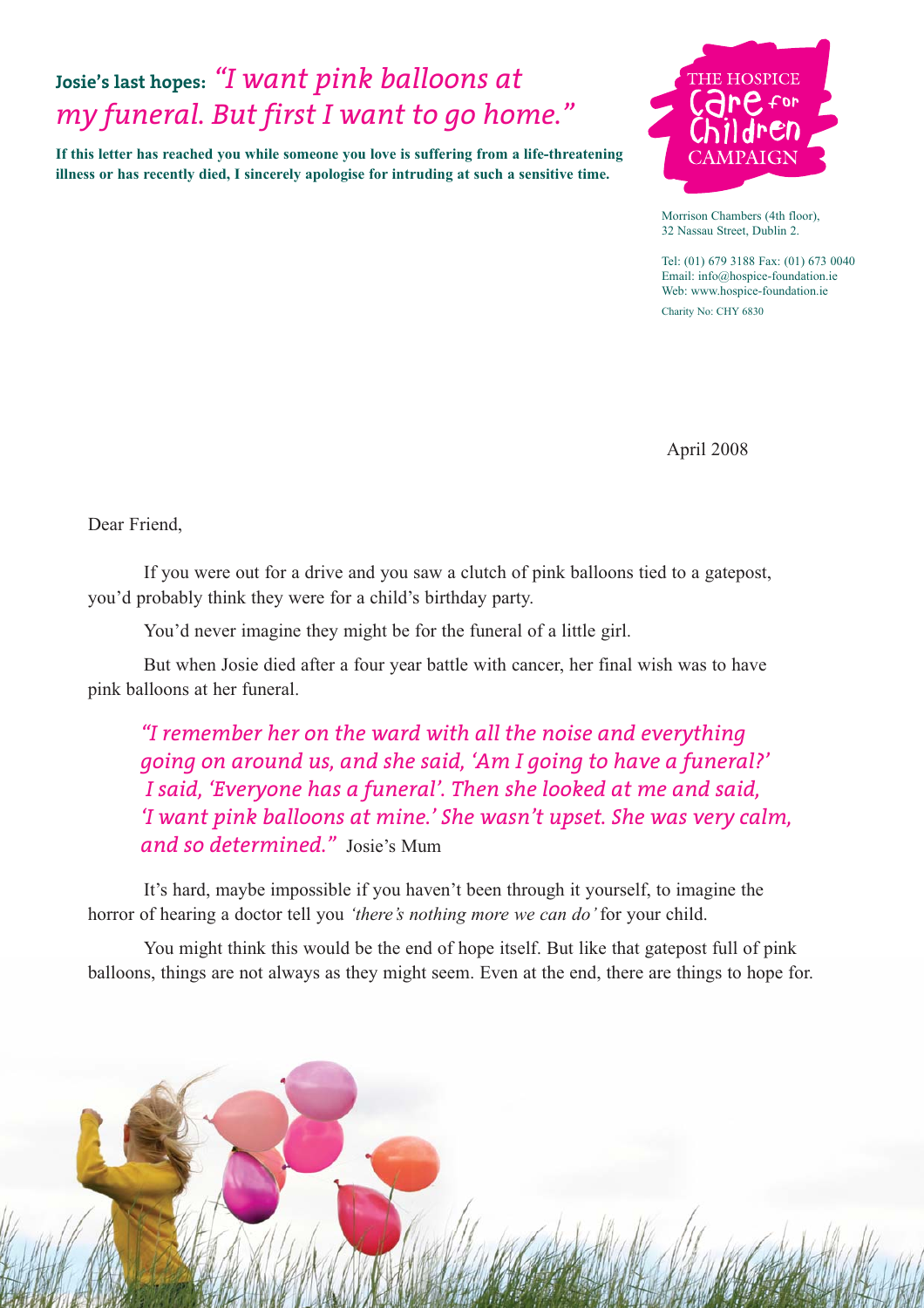# **Josie's last hopes:** *"I want pink balloons at my funeral. But first I want to go home."*

**If this letter has reached you while someone you love is suffering from a life-threatening illness or has recently died, I sincerely apologise for intruding at such a sensitive time.**

THE HOSPICE Care for Children CAMPAIGN

Morrison Chambers (4th floor),
32 Nassau Street, Dublin 2.

Tel: (01) 679 3188 Fax: (01) 673 0040
Email: info@hospice-foundation.ie
Web: www.hospice-foundation.ie

Charity No: CHY 6830

April 2008

Dear Friend,

If you were out for a drive and you saw a clutch of pink balloons tied to a gatepost, you'd probably think they were for a child's birthday party.

You'd never imagine they might be for the funeral of a little girl.

But when Josie died after a four year battle with cancer, her final wish was to have pink balloons at her funeral.

> *"I remember her on the ward with all the noise and everything going on around us, and she said, 'Am I going to have a funeral?' I said, 'Everyone has a funeral'. Then she looked at me and said, 'I want pink balloons at mine.' She wasn't upset. She was very calm, and so determined."* Josie's Mum

It's hard, maybe impossible if you haven't been through it yourself, to imagine the horror of hearing a doctor tell you *'there's nothing more we can do'* for your child.

You might think this would be the end of hope itself. But like that gatepost full of pink balloons, things are not always as they might seem. Even at the end, there are things to hope for.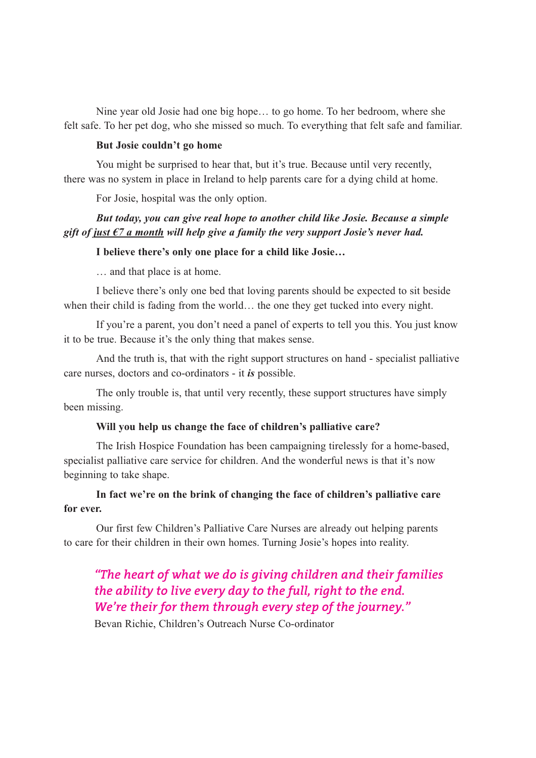Nine year old Josie had one big hope… to go home. To her bedroom, where she felt safe. To her pet dog, who she missed so much. To everything that felt safe and familiar.

**But Josie couldn't go home**

You might be surprised to hear that, but it's true. Because until very recently, there was no system in place in Ireland to help parents care for a dying child at home.

For Josie, hospital was the only option.

***But today, you can give real hope to another child like Josie. Because a simple gift of <u>just €7 a month</u> will help give a family the very support Josie's never had.***

**I believe there's only one place for a child like Josie…**

… and that place is at home.

I believe there's only one bed that loving parents should be expected to sit beside when their child is fading from the world… the one they get tucked into every night.

If you're a parent, you don't need a panel of experts to tell you this. You just know it to be true. Because it's the only thing that makes sense.

And the truth is, that with the right support structures on hand - specialist palliative care nurses, doctors and co-ordinators - it ***is*** possible.

The only trouble is, that until very recently, these support structures have simply been missing.

**Will you help us change the face of children's palliative care?**

The Irish Hospice Foundation has been campaigning tirelessly for a home-based, specialist palliative care service for children. And the wonderful news is that it's now beginning to take shape.

**In fact we're on the brink of changing the face of children's palliative care for ever.**

Our first few Children's Palliative Care Nurses are already out helping parents to care for their children in their own homes. Turning Josie's hopes into reality.

> *"The heart of what we do is giving children and their families the ability to live every day to the full, right to the end. We're their for them through every step of the journey."*
>
> Bevan Richie, Children's Outreach Nurse Co-ordinator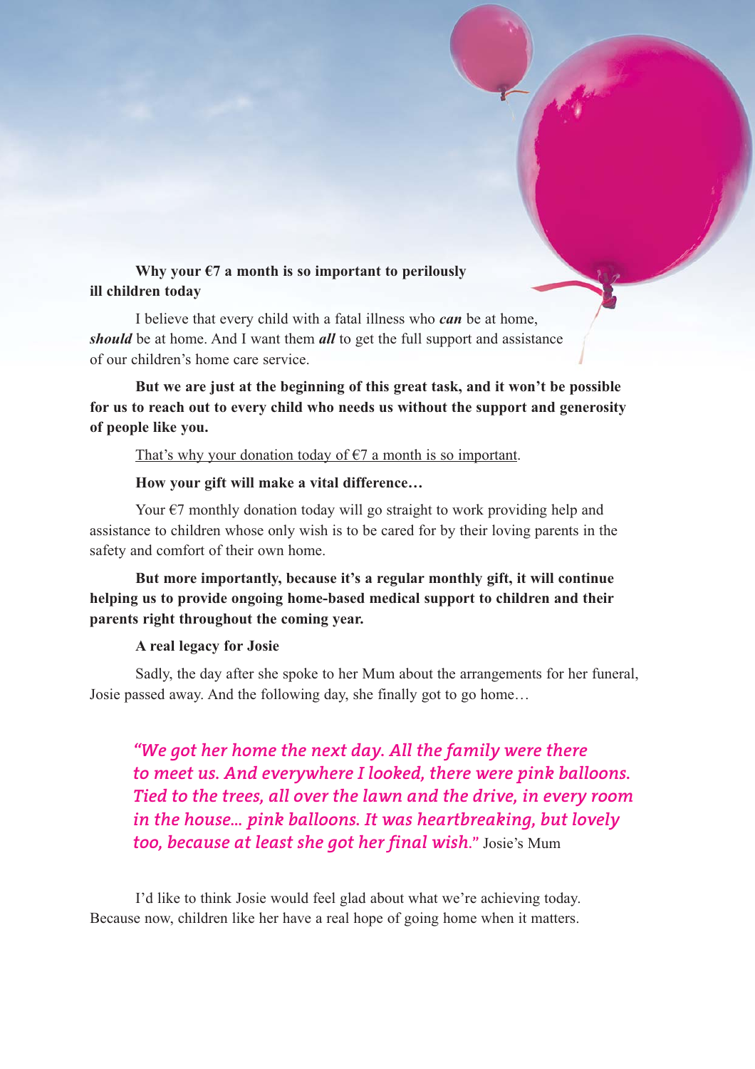**Why your €7 a month is so important to perilously ill children today**

I believe that every child with a fatal illness who ***can*** be at home, ***should*** be at home. And I want them ***all*** to get the full support and assistance of our children's home care service.

**But we are just at the beginning of this great task, and it won't be possible for us to reach out to every child who needs us without the support and generosity of people like you.**

<u>That's why your donation today of €7 a month is so important</u>.

**How your gift will make a vital difference…**

Your €7 monthly donation today will go straight to work providing help and assistance to children whose only wish is to be cared for by their loving parents in the safety and comfort of their own home.

**But more importantly, because it's a regular monthly gift, it will continue helping us to provide ongoing home-based medical support to children and their parents right throughout the coming year.**

**A real legacy for Josie**

Sadly, the day after she spoke to her Mum about the arrangements for her funeral, Josie passed away. And the following day, she finally got to go home…

> *"We got her home the next day. All the family were there to meet us. And everywhere I looked, there were pink balloons. Tied to the trees, all over the lawn and the drive, in every room in the house... pink balloons. It was heartbreaking, but lovely too, because at least she got her final wish."* Josie's Mum

I'd like to think Josie would feel glad about what we're achieving today. Because now, children like her have a real hope of going home when it matters.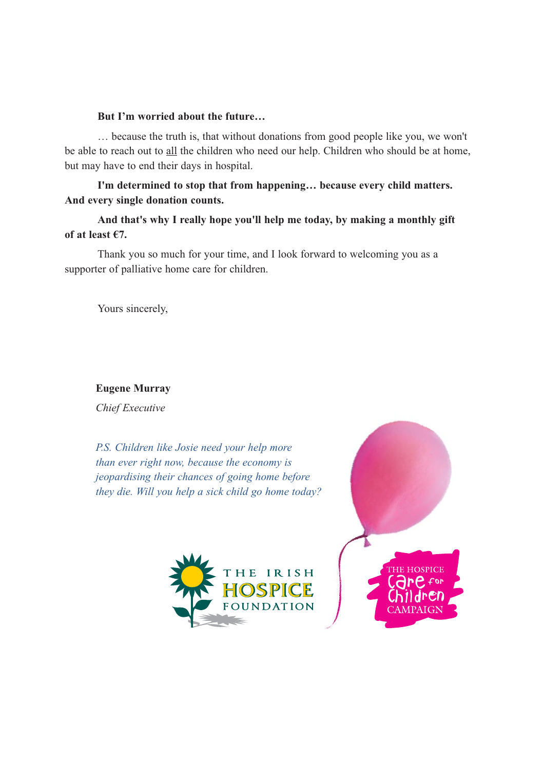**But I'm worried about the future…**

… because the truth is, that without donations from good people like you, we won't be able to reach out to all the children who need our help. Children who should be at home, but may have to end their days in hospital.

**I'm determined to stop that from happening… because every child matters. And every single donation counts.**

**And that's why I really hope you'll help me today, by making a monthly gift of at least €7.**

Thank you so much for your time, and I look forward to welcoming you as a supporter of palliative home care for children.

Yours sincerely,

**Eugene Murray**

*Chief Executive*

*P.S. Children like Josie need your help more than ever right now, because the economy is jeopardising their chances of going home before they die. Will you help a sick child go home today?*

THE IRISH HOSPICE FOUNDATION

THE HOSPICE Care for Children CAMPAIGN